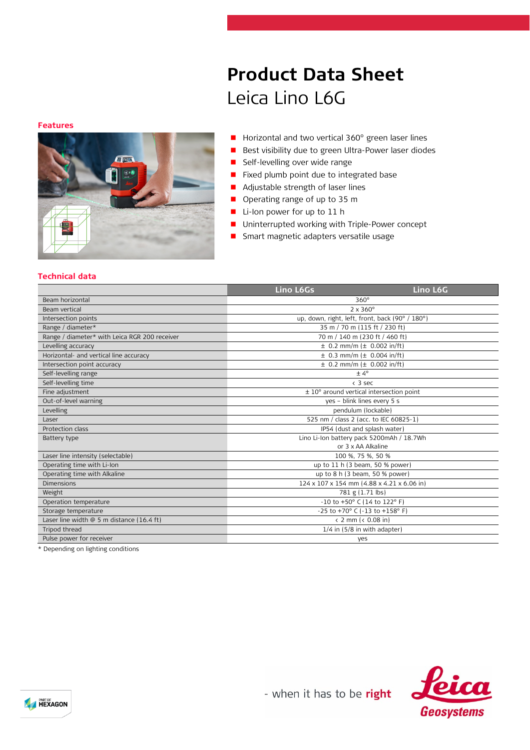# Product Data Sheet

Leica Lino L6G

## Features

- Horizontal and two vertical 360° green laser lines
- Best visibility due to green Ultra-Power laser diodes
- Self-levelling over wide range
- Fixed plumb point due to integrated base
- Adjustable strength of laser lines
- Operating range of up to 35 m
- Li-Ion power for up to 11 h
- Uninterrupted working with Triple-Power concept
- Smart magnetic adapters versatile usage

## Technical data

| | Lino L6Gs | Lino L6G |
|---|---|---|
| Beam horizontal | 360° | |
| Beam vertical | 2 x 360° | |
| Intersection points | up, down, right, left, front, back (90° / 180°) | |
| Range / diameter* | 35 m / 70 m (115 ft / 230 ft) | |
| Range / diameter* with Leica RGR 200 receiver | 70 m / 140 m (230 ft / 460 ft) | |
| Levelling accuracy | ± 0.2 mm/m (± 0.002 in/ft) | |
| Horizontal- and vertical line accuracy | ± 0.3 mm/m (± 0.004 in/ft) | |
| Intersection point accuracy | ± 0.2 mm/m (± 0.002 in/ft) | |
| Self-levelling range | ± 4° | |
| Self-levelling time | < 3 sec | |
| Fine adjustment | ± 10° around vertical intersection point | |
| Out-of-level warning | yes – blink lines every 5 s | |
| Levelling | pendulum (lockable) | |
| Laser | 525 nm / class 2 (acc. to IEC 60825-1) | |
| Protection class | IP54 (dust and splash water) | |
| Battery type | Lino Li-Ion battery pack 5200mAh / 18.7Wh or 3 x AA Alkaline | |
| Laser line intensity (selectable) | 100 %, 75 %, 50 % | |
| Operating time with Li-Ion | up to 11 h (3 beam, 50 % power) | |
| Operating time with Alkaline | up to 8 h (3 beam, 50 % power) | |
| Dimensions | 124 x 107 x 154 mm (4.88 x 4.21 x 6.06 in) | |
| Weight | 781 g (1.71 lbs) | |
| Operation temperature | -10 to +50° C (14 to 122° F) | |
| Storage temperature | -25 to +70° C (-13 to +158° F) | |
| Laser line width @ 5 m distance (16.4 ft) | < 2 mm (< 0.08 in) | |
| Tripod thread | 1/4 in (5/8 in with adapter) | |
| Pulse power for receiver | yes | |

* Depending on lighting conditions

- when it has to be **right**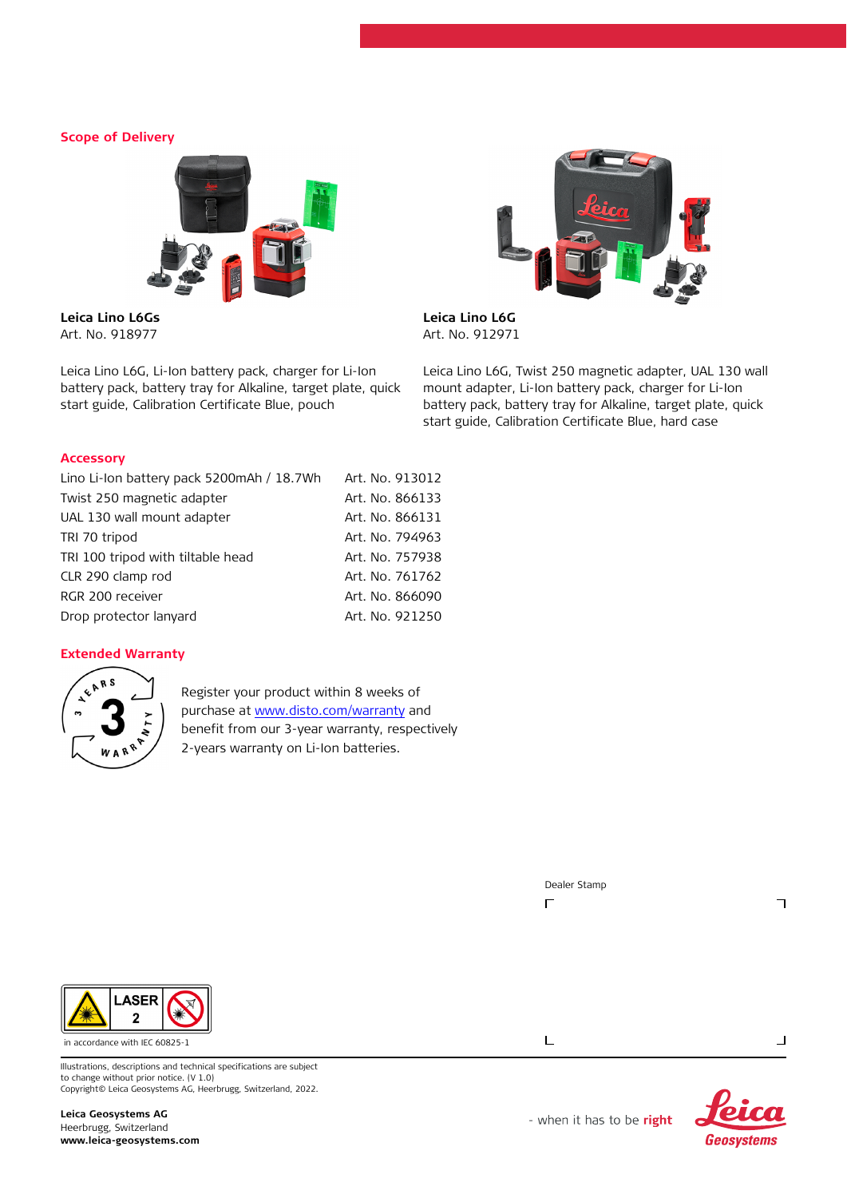## Scope of Delivery

**Leica Lino L6Gs**
Art. No. 918977

Leica Lino L6G, Li-Ion battery pack, charger for Li-Ion battery pack, battery tray for Alkaline, target plate, quick start guide, Calibration Certificate Blue, pouch

**Leica Lino L6G**
Art. No. 912971

Leica Lino L6G, Twist 250 magnetic adapter, UAL 130 wall mount adapter, Li-Ion battery pack, charger for Li-Ion battery pack, battery tray for Alkaline, target plate, quick start guide, Calibration Certificate Blue, hard case

## Accessory

| | |
|---|---|
| Lino Li-Ion battery pack 5200mAh / 18.7Wh | Art. No. 913012 |
| Twist 250 magnetic adapter | Art. No. 866133 |
| UAL 130 wall mount adapter | Art. No. 866131 |
| TRI 70 tripod | Art. No. 794963 |
| TRI 100 tripod with tiltable head | Art. No. 757938 |
| CLR 290 clamp rod | Art. No. 761762 |
| RGR 200 receiver | Art. No. 866090 |
| Drop protector lanyard | Art. No. 921250 |

## Extended Warranty

3 YEARS WARRANTY

Register your product within 8 weeks of purchase at www.disto.com/warranty and benefit from our 3-year warranty, respectively 2-years warranty on Li-Ion batteries.

Dealer Stamp

LASER 2

in accordance with IEC 60825-1

Illustrations, descriptions and technical specifications are subject to change without prior notice. (V 1.0)
Copyright© Leica Geosystems AG, Heerbrugg, Switzerland, 2022.

**Leica Geosystems AG**
Heerbrugg, Switzerland
**www.leica-geosystems.com**

- when it has to be **right**

Leica Geosystems